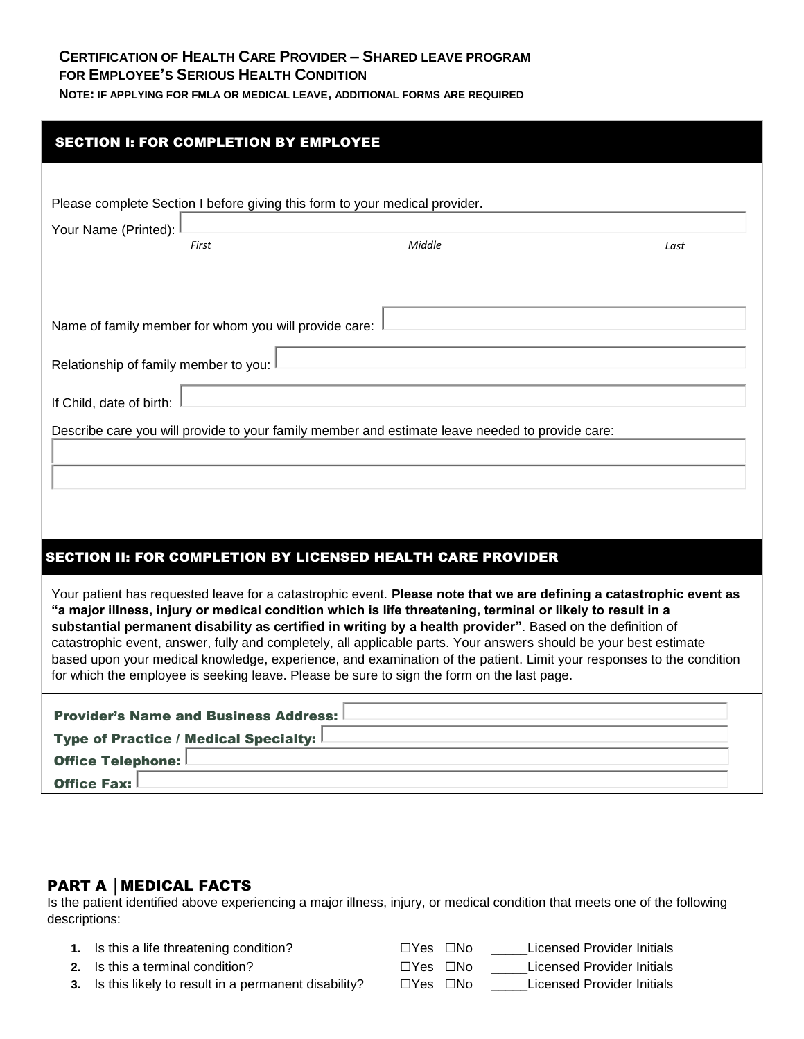**CERTIFICATION OF HEALTH CARE PROVIDER – SHARED LEAVE PROGRAM**
**FOR EMPLOYEE'S SERIOUS HEALTH CONDITION**

**NOTE: IF APPLYING FOR FMLA OR MEDICAL LEAVE, ADDITIONAL FORMS ARE REQUIRED**

## SECTION I: FOR COMPLETION BY EMPLOYEE

Please complete Section I before giving this form to your medical provider.

Your Name (Printed): ____________________

*First* *Middle* *Last*

Name of family member for whom you will provide care: ____________________

Relationship of family member to you: ____________________

If Child, date of birth: ____________________

Describe care you will provide to your family member and estimate leave needed to provide care:

____________________

____________________

## SECTION II: FOR COMPLETION BY LICENSED HEALTH CARE PROVIDER

Your patient has requested leave for a catastrophic event. **Please note that we are defining a catastrophic event as "a major illness, injury or medical condition which is life threatening, terminal or likely to result in a substantial permanent disability as certified in writing by a health provider"**. Based on the definition of catastrophic event, answer, fully and completely, all applicable parts. Your answers should be your best estimate based upon your medical knowledge, experience, and examination of the patient. Limit your responses to the condition for which the employee is seeking leave. Please be sure to sign the form on the last page.

**Provider's Name and Business Address:** ____________________

**Type of Practice / Medical Specialty:** ____________________

**Office Telephone:** ____________________

**Office Fax:** ____________________

## PART A │MEDICAL FACTS

Is the patient identified above experiencing a major illness, injury, or medical condition that meets one of the following descriptions:

1. Is this a life threatening condition? ☐Yes ☐No _____Licensed Provider Initials
2. Is this a terminal condition? ☐Yes ☐No _____Licensed Provider Initials
3. Is this likely to result in a permanent disability? ☐Yes ☐No _____Licensed Provider Initials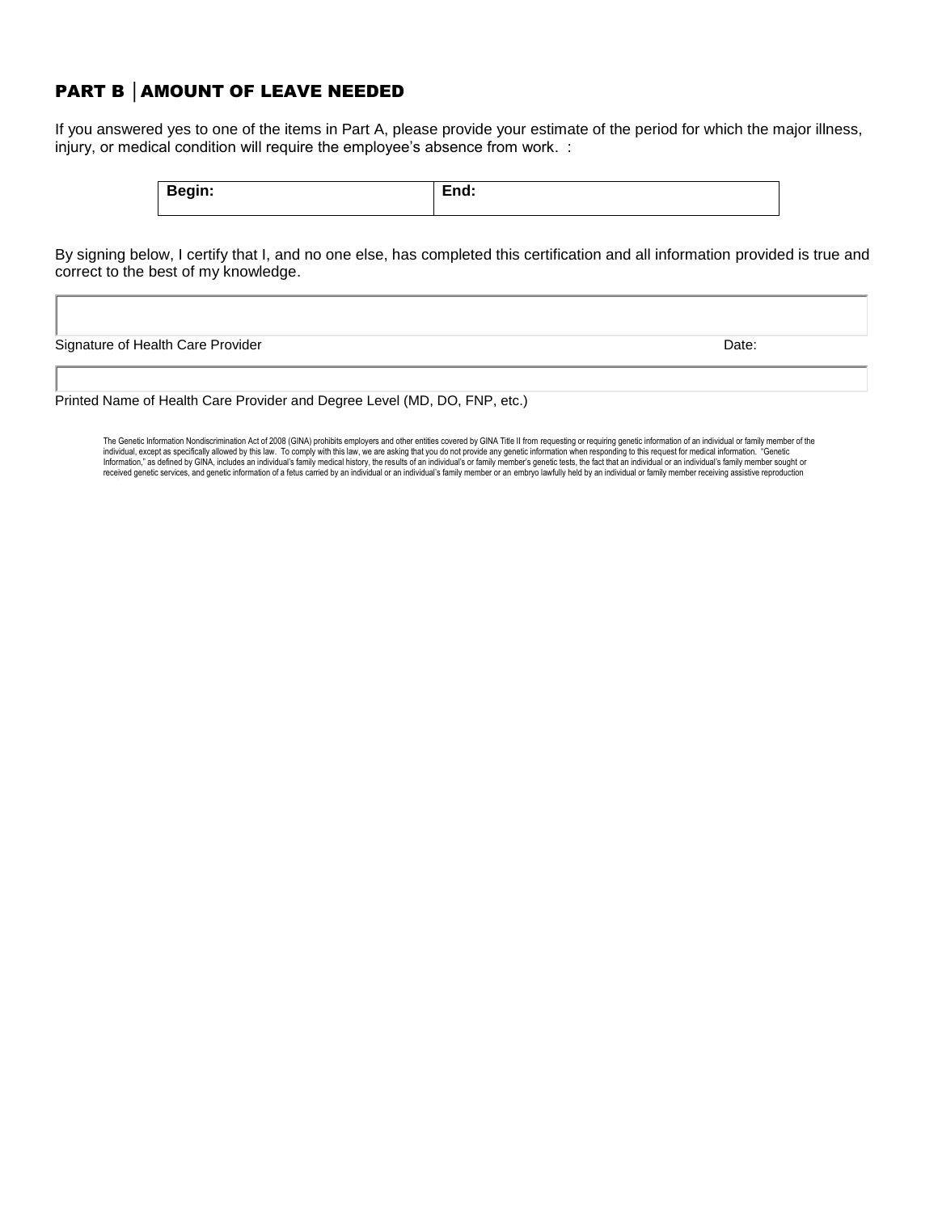## PART B │AMOUNT OF LEAVE NEEDED

If you answered yes to one of the items in Part A, please provide your estimate of the period for which the major illness, injury, or medical condition will require the employee's absence from work. :

| **Begin:** | **End:** |
| --- | --- |

By signing below, I certify that I, and no one else, has completed this certification and all information provided is true and correct to the best of my knowledge.

Signature of Health Care Provider Date:

Printed Name of Health Care Provider and Degree Level (MD, DO, FNP, etc.)

The Genetic Information Nondiscrimination Act of 2008 (GINA) prohibits employers and other entities covered by GINA Title II from requesting or requiring genetic information of an individual or family member of the individual, except as specifically allowed by this law. To comply with this law, we are asking that you do not provide any genetic information when responding to this request for medical information. "Genetic Information," as defined by GINA, includes an individual's family medical history, the results of an individual's or family member's genetic tests, the fact that an individual or an individual's family member sought or received genetic services, and genetic information of a fetus carried by an individual or an individual's family member or an embryo lawfully held by an individual or family member receiving assistive reproduction